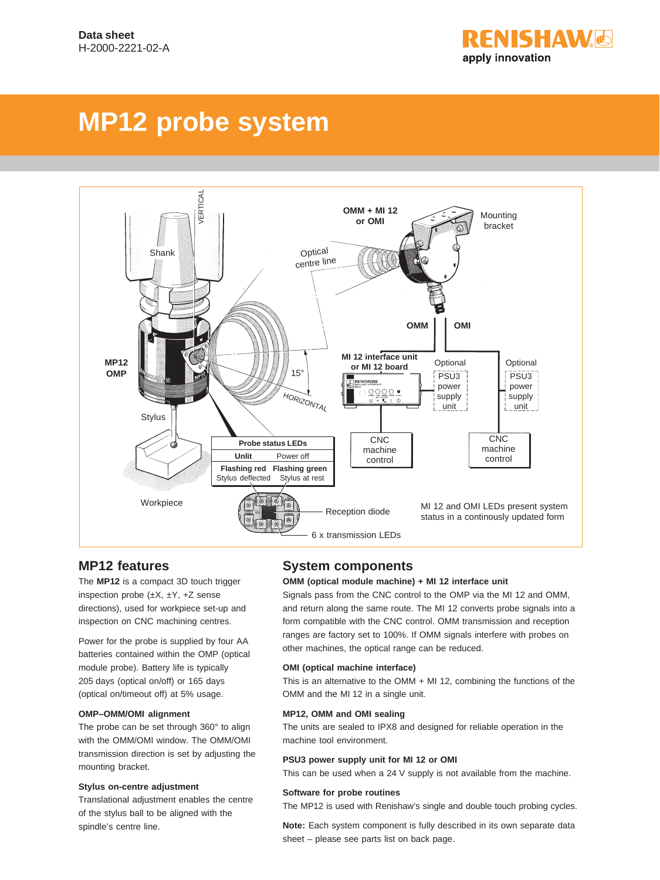**Data sheet**
H-2000-2221-02-A

# MP12 probe system

| Probe status LEDs | |
|---|---|
| **Unlit** | Power off |
| **Flashing red** Stylus deflected | **Flashing green** Stylus at rest |

## MP12 features

The **MP12** is a compact 3D touch trigger inspection probe (±X, ±Y, +Z sense directions), used for workpiece set-up and inspection on CNC machining centres.

Power for the probe is supplied by four AA batteries contained within the OMP (optical module probe). Battery life is typically 205 days (optical on/off) or 165 days (optical on/timeout off) at 5% usage.

### OMP–OMM/OMI alignment

The probe can be set through 360° to align with the OMM/OMI window. The OMM/OMI transmission direction is set by adjusting the mounting bracket.

### Stylus on-centre adjustment

Translational adjustment enables the centre of the stylus ball to be aligned with the spindle's centre line.

## System components

### OMM (optical module machine) + MI 12 interface unit

Signals pass from the CNC control to the OMP via the MI 12 and OMM, and return along the same route. The MI 12 converts probe signals into a form compatible with the CNC control. OMM transmission and reception ranges are factory set to 100%. If OMM signals interfere with probes on other machines, the optical range can be reduced.

### OMI (optical machine interface)

This is an alternative to the OMM + MI 12, combining the functions of the OMM and the MI 12 in a single unit.

### MP12, OMM and OMI sealing

The units are sealed to IPX8 and designed for reliable operation in the machine tool environment.

### PSU3 power supply unit for MI 12 or OMI

This can be used when a 24 V supply is not available from the machine.

### Software for probe routines

The MP12 is used with Renishaw's single and double touch probing cycles.

**Note:** Each system component is fully described in its own separate data sheet – please see parts list on back page.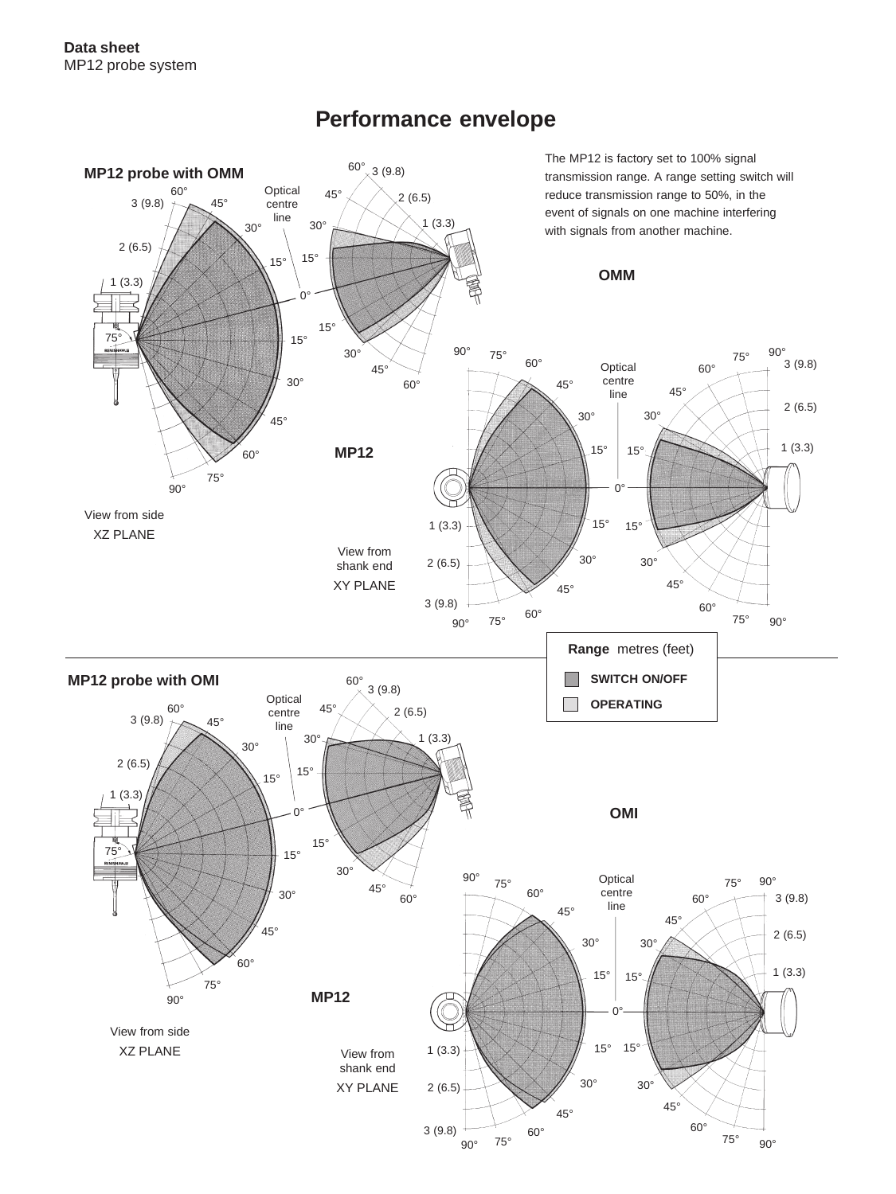# Performance envelope

The MP12 is factory set to 100% signal transmission range. A range setting switch will reduce transmission range to 50%, in the event of signals on one machine interfering with signals from another machine.

## MP12 probe with OMM

OMM

MP12

View from side
XZ PLANE

View from shank end
XY PLANE

**Range** metres (feet)

- SWITCH ON/OFF
- OPERATING

## MP12 probe with OMI

OMI

MP12

View from side
XZ PLANE

View from shank end
XY PLANE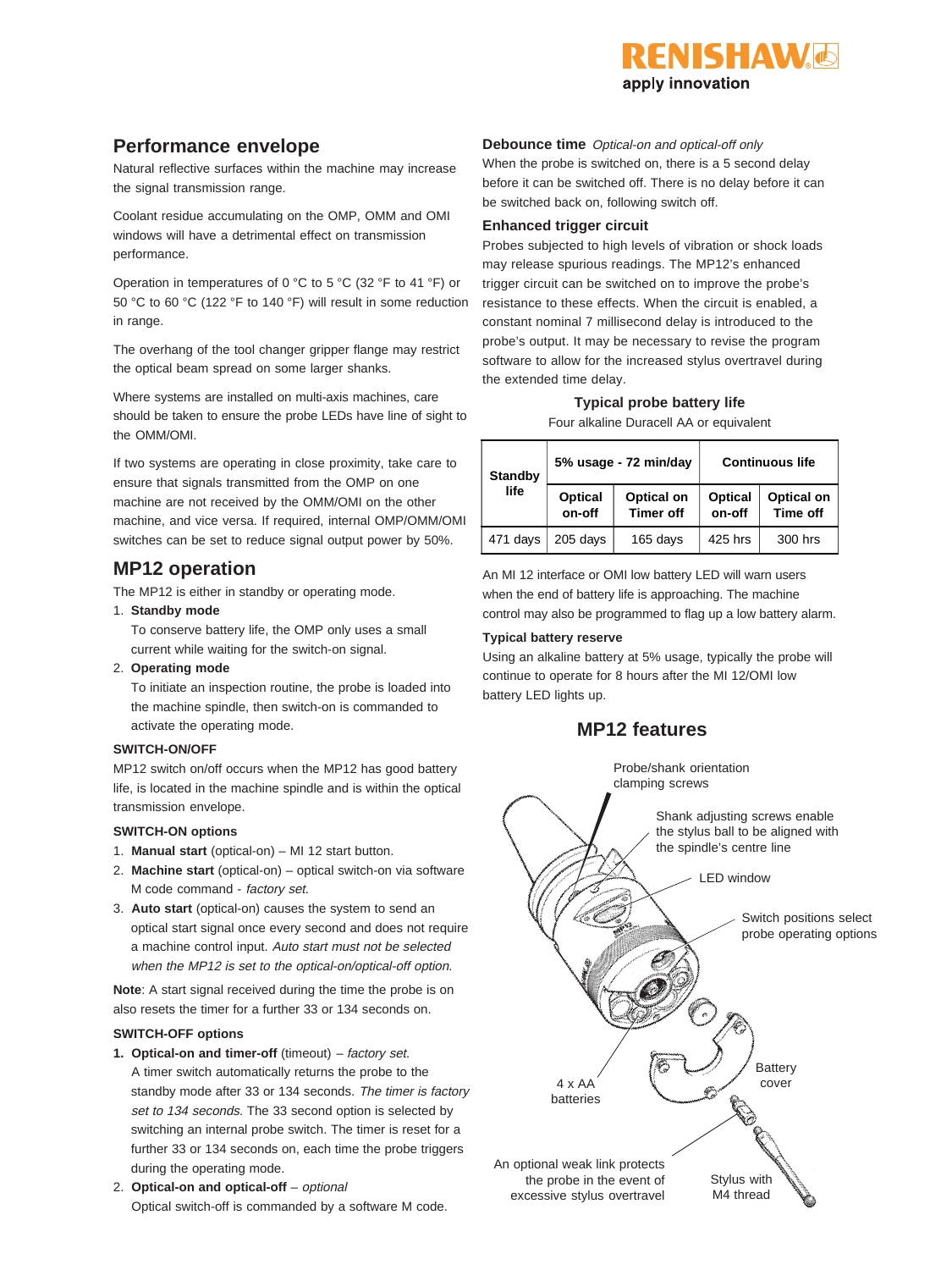## Performance envelope

Natural reflective surfaces within the machine may increase the signal transmission range.

Coolant residue accumulating on the OMP, OMM and OMI windows will have a detrimental effect on transmission performance.

Operation in temperatures of 0 °C to 5 °C (32 °F to 41 °F) or 50 °C to 60 °C (122 °F to 140 °F) will result in some reduction in range.

The overhang of the tool changer gripper flange may restrict the optical beam spread on some larger shanks.

Where systems are installed on multi-axis machines, care should be taken to ensure the probe LEDs have line of sight to the OMM/OMI.

If two systems are operating in close proximity, take care to ensure that signals transmitted from the OMP on one machine are not received by the OMM/OMI on the other machine, and vice versa. If required, internal OMP/OMM/OMI switches can be set to reduce signal output power by 50%.

## MP12 operation

The MP12 is either in standby or operating mode.

1. **Standby mode**
   To conserve battery life, the OMP only uses a small current while waiting for the switch-on signal.
2. **Operating mode**
   To initiate an inspection routine, the probe is loaded into the machine spindle, then switch-on is commanded to activate the operating mode.

### SWITCH-ON/OFF

MP12 switch on/off occurs when the MP12 has good battery life, is located in the machine spindle and is within the optical transmission envelope.

### SWITCH-ON options

1. **Manual start** (optical-on) – MI 12 start button.
2. **Machine start** (optical-on) – optical switch-on via software M code command - *factory set.*
3. **Auto start** (optical-on) causes the system to send an optical start signal once every second and does not require a machine control input. *Auto start must not be selected when the MP12 is set to the optical-on/optical-off option.*

**Note**: A start signal received during the time the probe is on also resets the timer for a further 33 or 134 seconds on.

### SWITCH-OFF options

1. **Optical-on and timer-off** (timeout) – *factory set.*
   A timer switch automatically returns the probe to the standby mode after 33 or 134 seconds. *The timer is factory set to 134 seconds.* The 33 second option is selected by switching an internal probe switch. The timer is reset for a further 33 or 134 seconds on, each time the probe triggers during the operating mode.
2. **Optical-on and optical-off** – *optional*
   Optical switch-off is commanded by a software M code.

### Debounce time *Optical-on and optical-off only*

When the probe is switched on, there is a 5 second delay before it can be switched off. There is no delay before it can be switched back on, following switch off.

### Enhanced trigger circuit

Probes subjected to high levels of vibration or shock loads may release spurious readings. The MP12's enhanced trigger circuit can be switched on to improve the probe's resistance to these effects. When the circuit is enabled, a constant nominal 7 millisecond delay is introduced to the probe's output. It may be necessary to revise the program software to allow for the increased stylus overtravel during the extended time delay.

### Typical probe battery life

Four alkaline Duracell AA or equivalent

| Standby life | 5% usage - 72 min/day | | Continuous life | |
|---|---|---|---|---|
| | Optical on-off | Optical on Timer off | Optical on-off | Optical on Time off |
| 471 days | 205 days | 165 days | 425 hrs | 300 hrs |

An MI 12 interface or OMI low battery LED will warn users when the end of battery life is approaching. The machine control may also be programmed to flag up a low battery alarm.

### Typical battery reserve

Using an alkaline battery at 5% usage, typically the probe will continue to operate for 8 hours after the MI 12/OMI low battery LED lights up.

## MP12 features

Probe/shank orientation clamping screws

Shank adjusting screws enable the stylus ball to be aligned with the spindle's centre line

LED window

Switch positions select probe operating options

Battery cover

4 x AA batteries

An optional weak link protects the probe in the event of excessive stylus overtravel

Stylus with M4 thread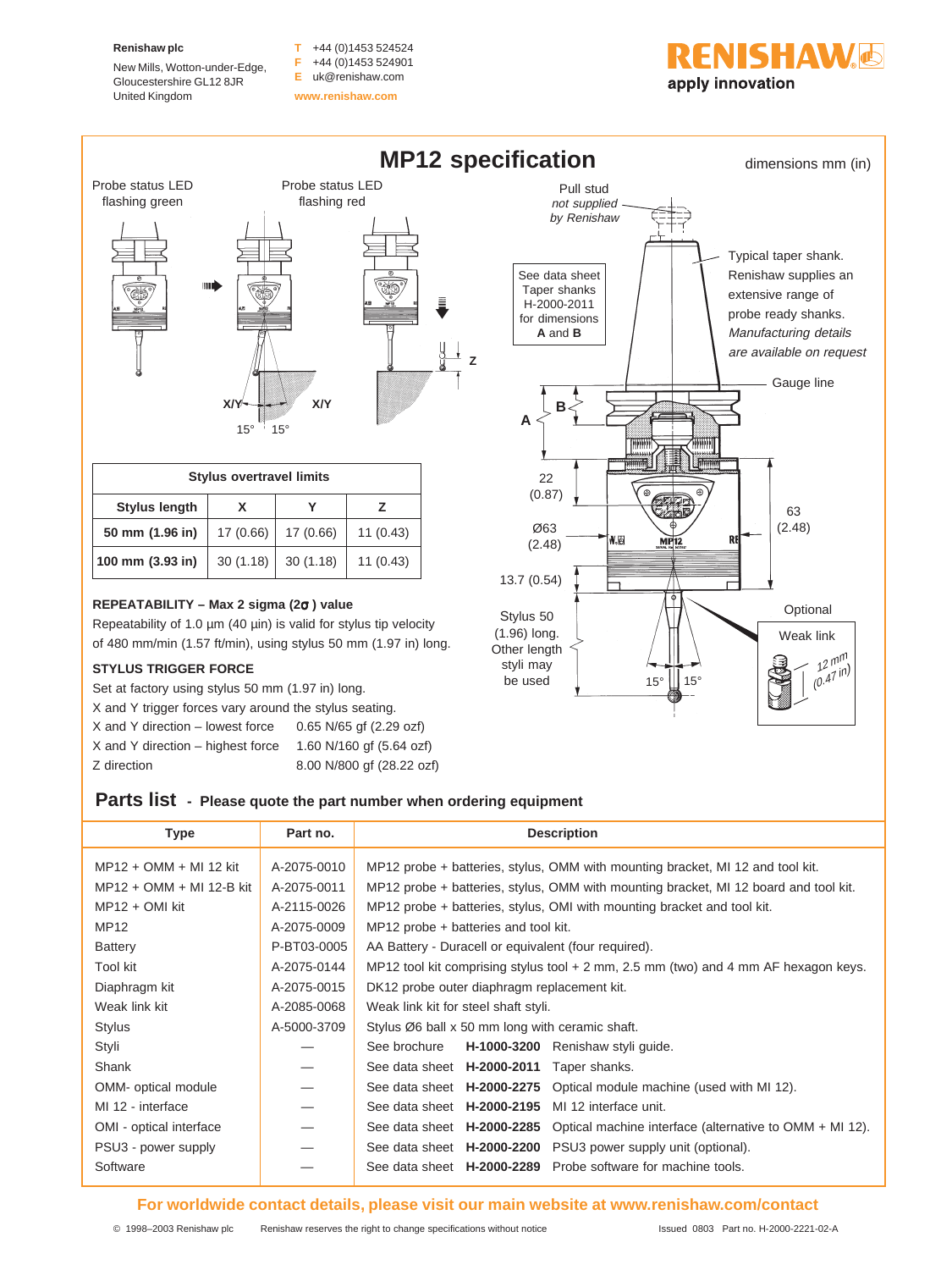**Renishaw plc**

New Mills, Wotton-under-Edge,
Gloucestershire GL12 8JR
United Kingdom

**T** +44 (0)1453 524524
**F** +44 (0)1453 524901
**E** uk@renishaw.com

**www.renishaw.com**

RENISHAW
apply innovation

# MP12 specification

dimensions mm (in)

Probe status LED flashing green

Probe status LED flashing red

X/Y

X/Y

15° 15°

Z

Pull stud *not supplied by Renishaw*

See data sheet Taper shanks H-2000-2011 for dimensions **A** and **B**

Typical taper shank. Renishaw supplies an extensive range of probe ready shanks. *Manufacturing details are available on request*

Gauge line

**A**

**B**

22 (0.87)

Ø63 (2.48)

63 (2.48)

13.7 (0.54)

Stylus 50 (1.96) long. Other length styli may be used

15° 15°

Optional

Weak link

12 mm (0.47 in)

| Stylus overtravel limits | | | |
|---|---|---|---|
| **Stylus length** | **X** | **Y** | **Z** |
| **50 mm (1.96 in)** | 17 (0.66) | 17 (0.66) | 11 (0.43) |
| **100 mm (3.93 in)** | 30 (1.18) | 30 (1.18) | 11 (0.43) |

**REPEATABILITY – Max 2 sigma (2σ) value**

Repeatability of 1.0 µm (40 µin) is valid for stylus tip velocity of 480 mm/min (1.57 ft/min), using stylus 50 mm (1.97 in) long.

**STYLUS TRIGGER FORCE**

Set at factory using stylus 50 mm (1.97 in) long.
X and Y trigger forces vary around the stylus seating.

| | |
|---|---|
| X and Y direction – lowest force | 0.65 N/65 gf (2.29 ozf) |
| X and Y direction – highest force | 1.60 N/160 gf (5.64 ozf) |
| Z direction | 8.00 N/800 gf (28.22 ozf) |

## Parts list - Please quote the part number when ordering equipment

| Type | Part no. | Description |
|---|---|---|
| MP12 + OMM + MI 12 kit | A-2075-0010 | MP12 probe + batteries, stylus, OMM with mounting bracket, MI 12 and tool kit. |
| MP12 + OMM + MI 12-B kit | A-2075-0011 | MP12 probe + batteries, stylus, OMM with mounting bracket, MI 12 board and tool kit. |
| MP12 + OMI kit | A-2115-0026 | MP12 probe + batteries, stylus, OMI with mounting bracket and tool kit. |
| MP12 | A-2075-0009 | MP12 probe + batteries and tool kit. |
| Battery | P-BT03-0005 | AA Battery - Duracell or equivalent (four required). |
| Tool kit | A-2075-0144 | MP12 tool kit comprising stylus tool + 2 mm, 2.5 mm (two) and 4 mm AF hexagon keys. |
| Diaphragm kit | A-2075-0015 | DK12 probe outer diaphragm replacement kit. |
| Weak link kit | A-2085-0068 | Weak link kit for steel shaft styli. |
| Stylus | A-5000-3709 | Stylus Ø6 ball x 50 mm long with ceramic shaft. |
| Styli | — | See brochure **H-1000-3200** Renishaw styli guide. |
| Shank | — | See data sheet **H-2000-2011** Taper shanks. |
| OMM- optical module | — | See data sheet **H-2000-2275** Optical module machine (used with MI 12). |
| MI 12 - interface | — | See data sheet **H-2000-2195** MI 12 interface unit. |
| OMI - optical interface | — | See data sheet **H-2000-2285** Optical machine interface (alternative to OMM + MI 12). |
| PSU3 - power supply | — | See data sheet **H-2000-2200** PSU3 power supply unit (optional). |
| Software | — | See data sheet **H-2000-2289** Probe software for machine tools. |

**For worldwide contact details, please visit our main website at www.renishaw.com/contact**

© 1998–2003 Renishaw plc  Renishaw reserves the right to change specifications without notice  Issued 0803 Part no. H-2000-2221-02-A